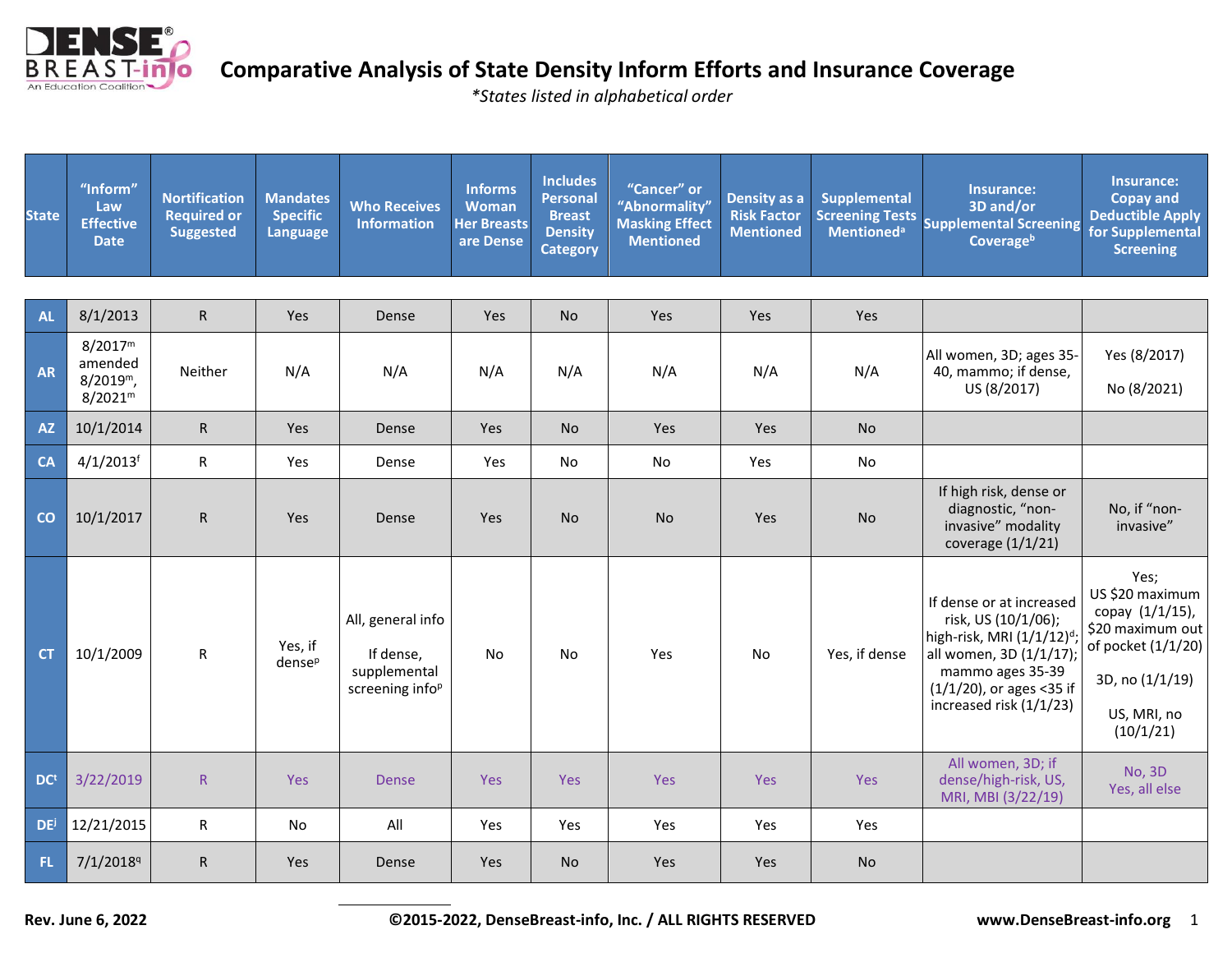# Comparative Analysis of State Density Inform Efforts and Insurance Coverage

*\*States listed in alphabetical order*

| State | "Inform" Law Effective Date | Nortification Required or Suggested | Mandates Specific Language | Who Receives Information | Informs Woman Her Breasts are Dense | Includes Personal Breast Density Category | "Cancer" or "Abnormality" Masking Effect Mentioned | Density as a Risk Factor Mentioned | Supplemental Screening Tests Mentioned[a] | Insurance: 3D and/or Supplemental Screening Coverage[b] | Insurance: Copay and Deductible Apply for Supplemental Screening |
|---|---|---|---|---|---|---|---|---|---|---|---|
| AL | 8/1/2013 | R | Yes | Dense | Yes | No | Yes | Yes | Yes | | |
| AR | 8/2017[m] amended 8/2019[m], 8/2021[m] | Neither | N/A | N/A | N/A | N/A | N/A | N/A | N/A | All women, 3D; ages 35-40, mammo; if dense, US (8/2017) | Yes (8/2017) No (8/2021) |
| AZ | 10/1/2014 | R | Yes | Dense | Yes | No | Yes | Yes | No | | |
| CA | 4/1/2013[f] | R | Yes | Dense | Yes | No | No | Yes | No | | |
| CO | 10/1/2017 | R | Yes | Dense | Yes | No | No | Yes | No | If high risk, dense or diagnostic, "non-invasive" modality coverage (1/1/21) | No, if "non-invasive" |
| CT | 10/1/2009 | R | Yes, if dense[p] | All, general info If dense, supplemental screening info[p] | No | No | Yes | No | Yes, if dense | If dense or at increased risk, US (10/1/06); high-risk, MRI (1/1/12)[d]; all women, 3D (1/1/17); mammo ages 35-39 (1/1/20), or ages <35 if increased risk (1/1/23) | Yes; US $20 maximum copay (1/1/15), $20 maximum out of pocket (1/1/20) 3D, no (1/1/19) US, MRI, no (10/1/21) |
| DC[t] | 3/22/2019 | R | Yes | Dense | Yes | Yes | Yes | Yes | Yes | All women, 3D; if dense/high-risk, US, MRI, MBI (3/22/19) | No, 3D Yes, all else |
| DE[j] | 12/21/2015 | R | No | All | Yes | Yes | Yes | Yes | Yes | | |
| FL | 7/1/2018[q] | R | Yes | Dense | Yes | No | Yes | Yes | No | | |

Rev. June 6, 2022 ©2015-2022, DenseBreast-info, Inc. / ALL RIGHTS RESERVED www.DenseBreast-info.org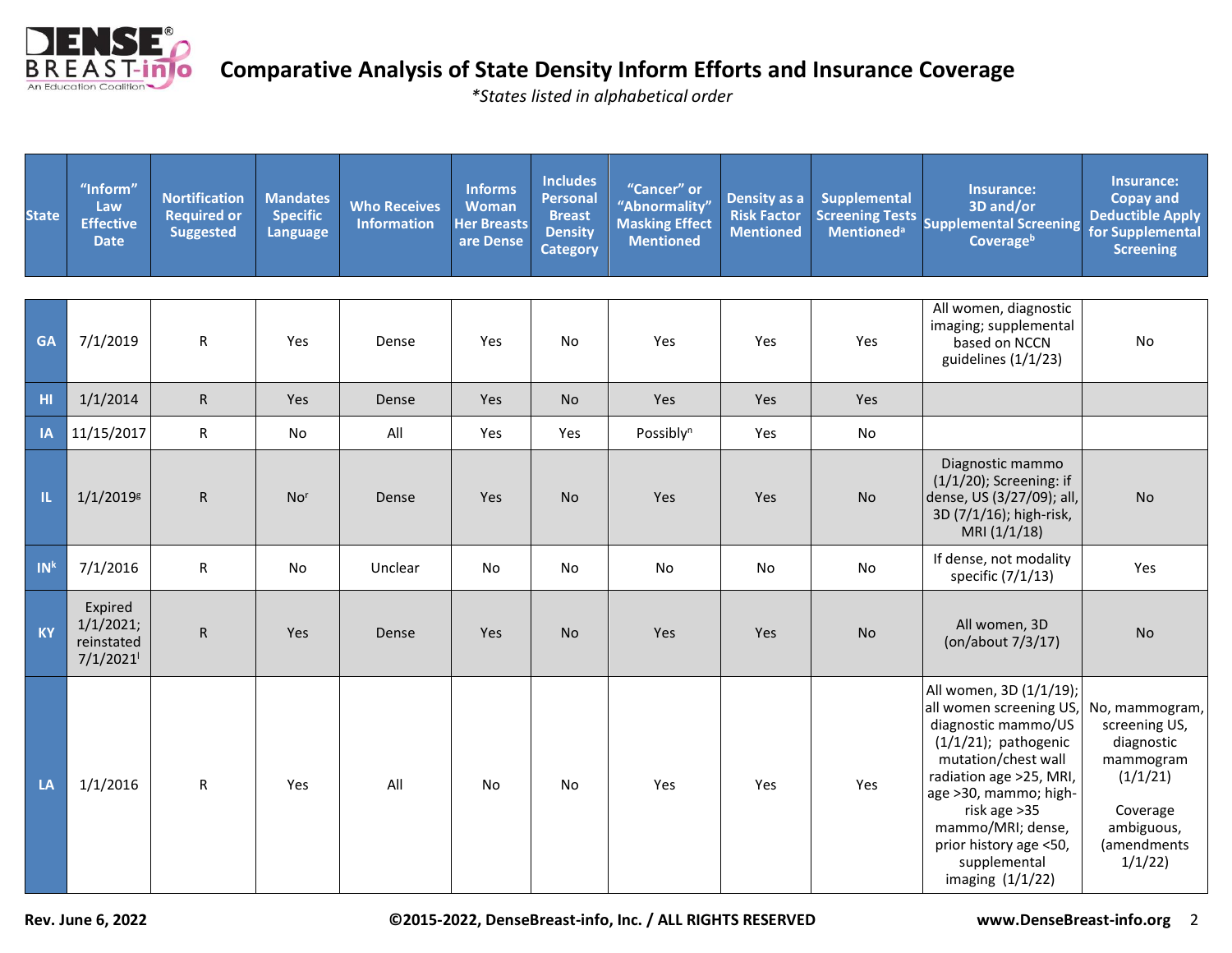# Comparative Analysis of State Density Inform Efforts and Insurance Coverage

*\*States listed in alphabetical order*

| State | "Inform" Law Effective Date | Nortification Required or Suggested | Mandates Specific Language | Who Receives Information | Informs Woman Her Breasts are Dense | Includes Personal Breast Density Category | "Cancer" or "Abnormality" Masking Effect Mentioned | Density as a Risk Factor Mentioned | Supplemental Screening Tests Mentioned[a] | Insurance: 3D and/or Supplemental Screening Coverage[b] | Insurance: Copay and Deductible Apply for Supplemental Screening |
|---|---|---|---|---|---|---|---|---|---|---|---|
| GA | 7/1/2019 | R | Yes | Dense | Yes | No | Yes | Yes | Yes | All women, diagnostic imaging; supplemental based on NCCN guidelines (1/1/23) | No |
| HI | 1/1/2014 | R | Yes | Dense | Yes | No | Yes | Yes | Yes | | |
| IA | 11/15/2017 | R | No | All | Yes | Yes | Possibly[n] | Yes | No | | |
| IL | 1/1/2019[g] | R | No[r] | Dense | Yes | No | Yes | Yes | No | Diagnostic mammo (1/1/20); Screening: if dense, US (3/27/09); all, 3D (7/1/16); high-risk, MRI (1/1/18) | No |
| IN[k] | 7/1/2016 | R | No | Unclear | No | No | No | No | No | If dense, not modality specific (7/1/13) | Yes |
| KY | Expired 1/1/2021; reinstated 7/1/2021[l] | R | Yes | Dense | Yes | No | Yes | Yes | No | All women, 3D (on/about 7/3/17) | No |
| LA | 1/1/2016 | R | Yes | All | No | No | Yes | Yes | Yes | All women, 3D (1/1/19); all women screening US, diagnostic mammo/US (1/1/21); pathogenic mutation/chest wall radiation age >25, MRI, age >30, mammo; high-risk age >35 mammo/MRI; dense, prior history age <50, supplemental imaging (1/1/22) | No, mammogram, screening US, diagnostic mammogram (1/1/21) Coverage ambiguous, (amendments 1/1/22) |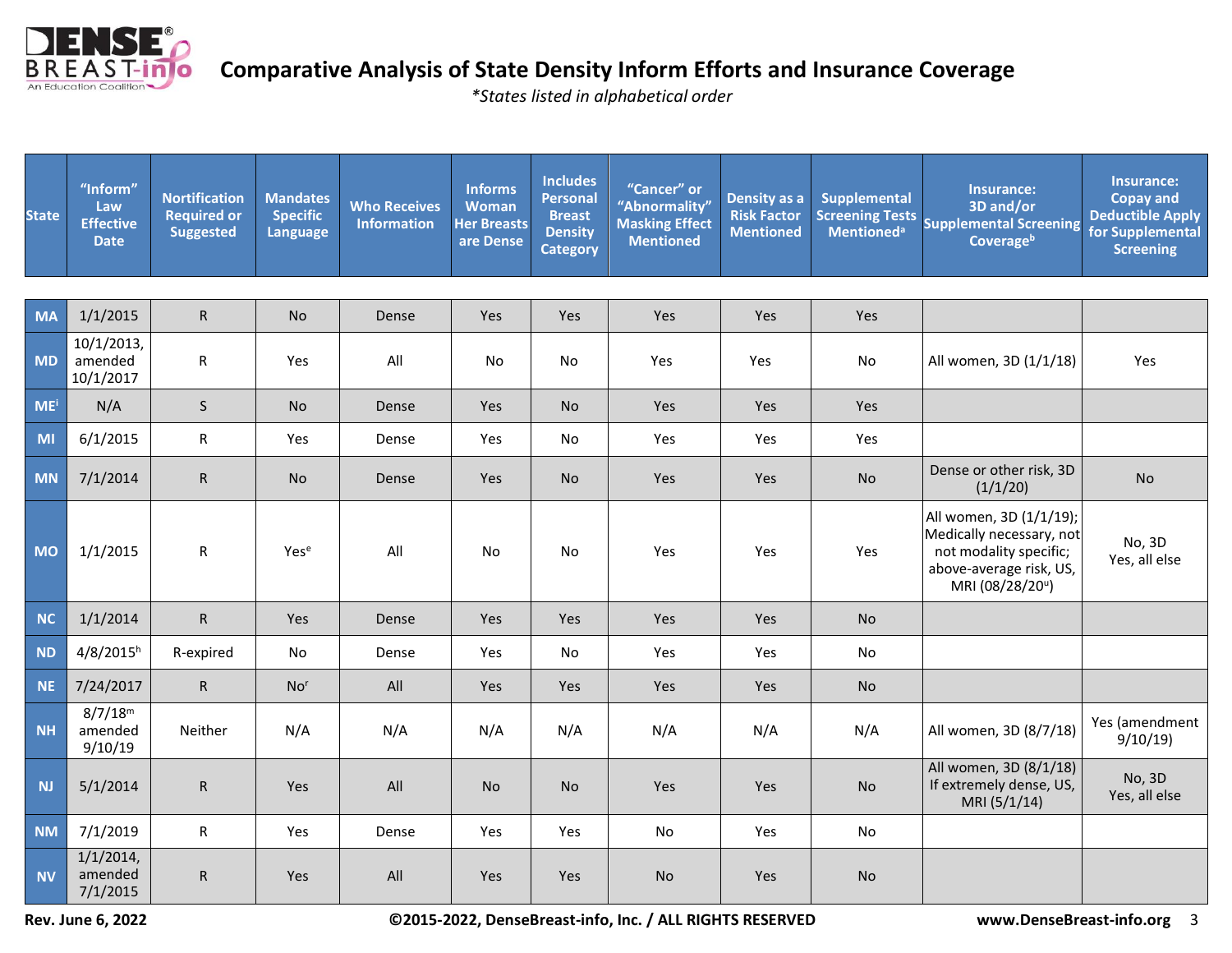# Comparative Analysis of State Density Inform Efforts and Insurance Coverage

*\*States listed in alphabetical order*

| State | "Inform" Law Effective Date | Nortification Required or Suggested | Mandates Specific Language | Who Receives Information | Informs Woman Her Breasts are Dense | Includes Personal Breast Density Category | "Cancer" or "Abnormality" Masking Effect Mentioned | Density as a Risk Factor Mentioned | Supplemental Screening Tests Mentioned[a] | Insurance: 3D and/or Supplemental Screening Coverage[b] | Insurance: Copay and Deductible Apply for Supplemental Screening |
|---|---|---|---|---|---|---|---|---|---|---|---|
| MA | 1/1/2015 | R | No | Dense | Yes | Yes | Yes | Yes | Yes | | |
| MD | 10/1/2013, amended 10/1/2017 | R | Yes | All | No | No | Yes | Yes | No | All women, 3D (1/1/18) | Yes |
| ME[i] | N/A | S | No | Dense | Yes | No | Yes | Yes | Yes | | |
| MI | 6/1/2015 | R | Yes | Dense | Yes | No | Yes | Yes | Yes | | |
| MN | 7/1/2014 | R | No | Dense | Yes | No | Yes | Yes | No | Dense or other risk, 3D (1/1/20) | No |
| MO | 1/1/2015 | R | Yes[e] | All | No | No | Yes | Yes | Yes | All women, 3D (1/1/19); Medically necessary, not not modality specific; above-average risk, US, MRI (08/28/20[u]) | No, 3D Yes, all else |
| NC | 1/1/2014 | R | Yes | Dense | Yes | Yes | Yes | Yes | No | | |
| ND | 4/8/2015[h] | R-expired | No | Dense | Yes | No | Yes | Yes | No | | |
| NE | 7/24/2017 | R | No[r] | All | Yes | Yes | Yes | Yes | No | | |
| NH | 8/7/18[m] amended 9/10/19 | Neither | N/A | N/A | N/A | N/A | N/A | N/A | N/A | All women, 3D (8/7/18) | Yes (amendment 9/10/19) |
| NJ | 5/1/2014 | R | Yes | All | No | No | Yes | Yes | No | All women, 3D (8/1/18) If extremely dense, US, MRI (5/1/14) | No, 3D Yes, all else |
| NM | 7/1/2019 | R | Yes | Dense | Yes | Yes | No | Yes | No | | |
| NV | 1/1/2014, amended 7/1/2015 | R | Yes | All | Yes | Yes | No | Yes | No | | |

Rev. June 6, 2022 ©2015-2022, DenseBreast-info, Inc. / ALL RIGHTS RESERVED www.DenseBreast-info.org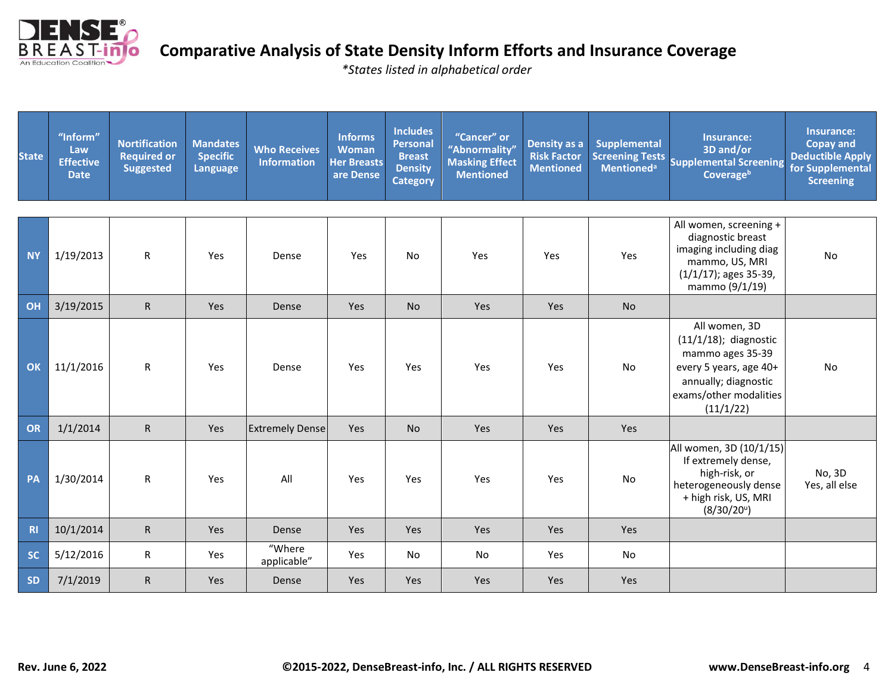# Comparative Analysis of State Density Inform Efforts and Insurance Coverage

*\*States listed in alphabetical order*

| State | "Inform" Law Effective Date | Nortification Required or Suggested | Mandates Specific Language | Who Receives Information | Informs Woman Her Breasts are Dense | Includes Personal Breast Density Category | "Cancer" or "Abnormality" Masking Effect Mentioned | Density as a Risk Factor Mentioned | Supplemental Screening Tests Mentioned[a] | Insurance: 3D and/or Supplemental Screening Coverage[b] | Insurance: Copay and Deductible Apply for Supplemental Screening |
|---|---|---|---|---|---|---|---|---|---|---|---|
| NY | 1/19/2013 | R | Yes | Dense | Yes | No | Yes | Yes | Yes | All women, screening + diagnostic breast imaging including diag mammo, US, MRI (1/1/17); ages 35-39, mammo (9/1/19) | No |
| OH | 3/19/2015 | R | Yes | Dense | Yes | No | Yes | Yes | No | | |
| OK | 11/1/2016 | R | Yes | Dense | Yes | Yes | Yes | Yes | No | All women, 3D (11/1/18); diagnostic mammo ages 35-39 every 5 years, age 40+ annually; diagnostic exams/other modalities (11/1/22) | No |
| OR | 1/1/2014 | R | Yes | Extremely Dense | Yes | No | Yes | Yes | Yes | | |
| PA | 1/30/2014 | R | Yes | All | Yes | Yes | Yes | Yes | No | All women, 3D (10/1/15) If extremely dense, high-risk, or heterogeneously dense + high risk, US, MRI (8/30/20[u]) | No, 3D Yes, all else |
| RI | 10/1/2014 | R | Yes | Dense | Yes | Yes | Yes | Yes | Yes | | |
| SC | 5/12/2016 | R | Yes | "Where applicable" | Yes | No | No | Yes | No | | |
| SD | 7/1/2019 | R | Yes | Dense | Yes | Yes | Yes | Yes | Yes | | |

Rev. June 6, 2022 ©2015-2022, DenseBreast-info, Inc. / ALL RIGHTS RESERVED www.DenseBreast-info.org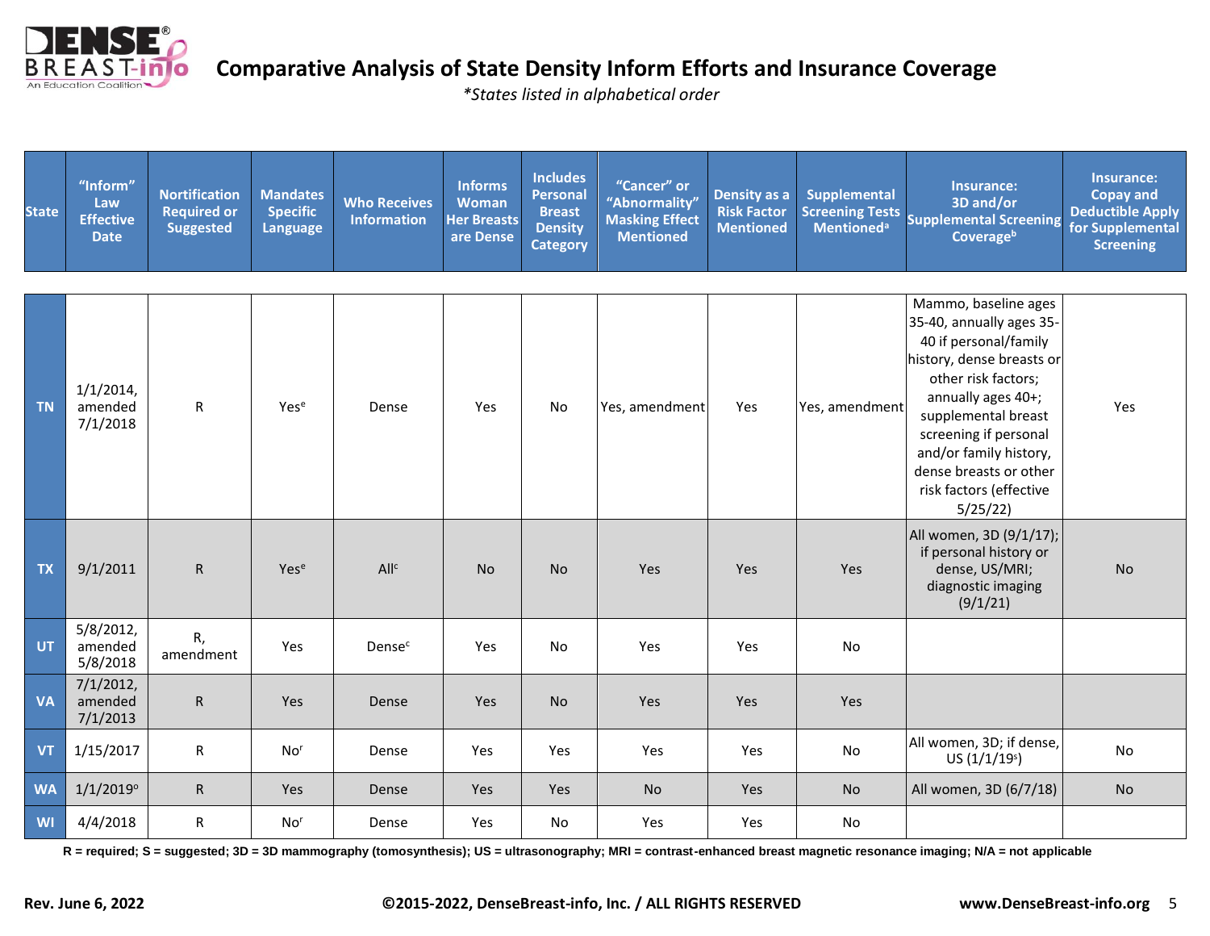# Comparative Analysis of State Density Inform Efforts and Insurance Coverage

*\*States listed in alphabetical order*

| State | "Inform" Law Effective Date | Nortification Required or Suggested | Mandates Specific Language | Who Receives Information | Informs Woman Her Breasts are Dense | Includes Personal Breast Density Category | "Cancer" or "Abnormality" Masking Effect Mentioned | Density as a Risk Factor Mentioned | Supplemental Screening Tests Mentioned[a] | Insurance: 3D and/or Supplemental Screening Coverage[b] | Insurance: Copay and Deductible Apply for Supplemental Screening |
|---|---|---|---|---|---|---|---|---|---|---|---|
| TN | 1/1/2014, amended 7/1/2018 | R | Yes[e] | Dense | Yes | No | Yes, amendment | Yes | Yes, amendment | Mammo, baseline ages 35-40, annually ages 35-40 if personal/family history, dense breasts or other risk factors; annually ages 40+; supplemental breast screening if personal and/or family history, dense breasts or other risk factors (effective 5/25/22) | Yes |
| TX | 9/1/2011 | R | Yes[e] | All[c] | No | No | Yes | Yes | Yes | All women, 3D (9/1/17); if personal history or dense, US/MRI; diagnostic imaging (9/1/21) | No |
| UT | 5/8/2012, amended 5/8/2018 | R, amendment | Yes | Dense[c] | Yes | No | Yes | Yes | No | | |
| VA | 7/1/2012, amended 7/1/2013 | R | Yes | Dense | Yes | No | Yes | Yes | Yes | | |
| VT | 1/15/2017 | R | No[r] | Dense | Yes | Yes | Yes | Yes | No | All women, 3D; if dense, US (1/1/19[s]) | No |
| WA | 1/1/2019[o] | R | Yes | Dense | Yes | Yes | No | Yes | No | All women, 3D (6/7/18) | No |
| WI | 4/4/2018 | R | No[r] | Dense | Yes | No | Yes | Yes | No | | |

**R = required; S = suggested; 3D = 3D mammography (tomosynthesis); US = ultrasonography; MRI = contrast-enhanced breast magnetic resonance imaging; N/A = not applicable**

**Rev. June 6, 2022** **©2015-2022, DenseBreast-info, Inc. / ALL RIGHTS RESERVED** **www.DenseBreast-info.org**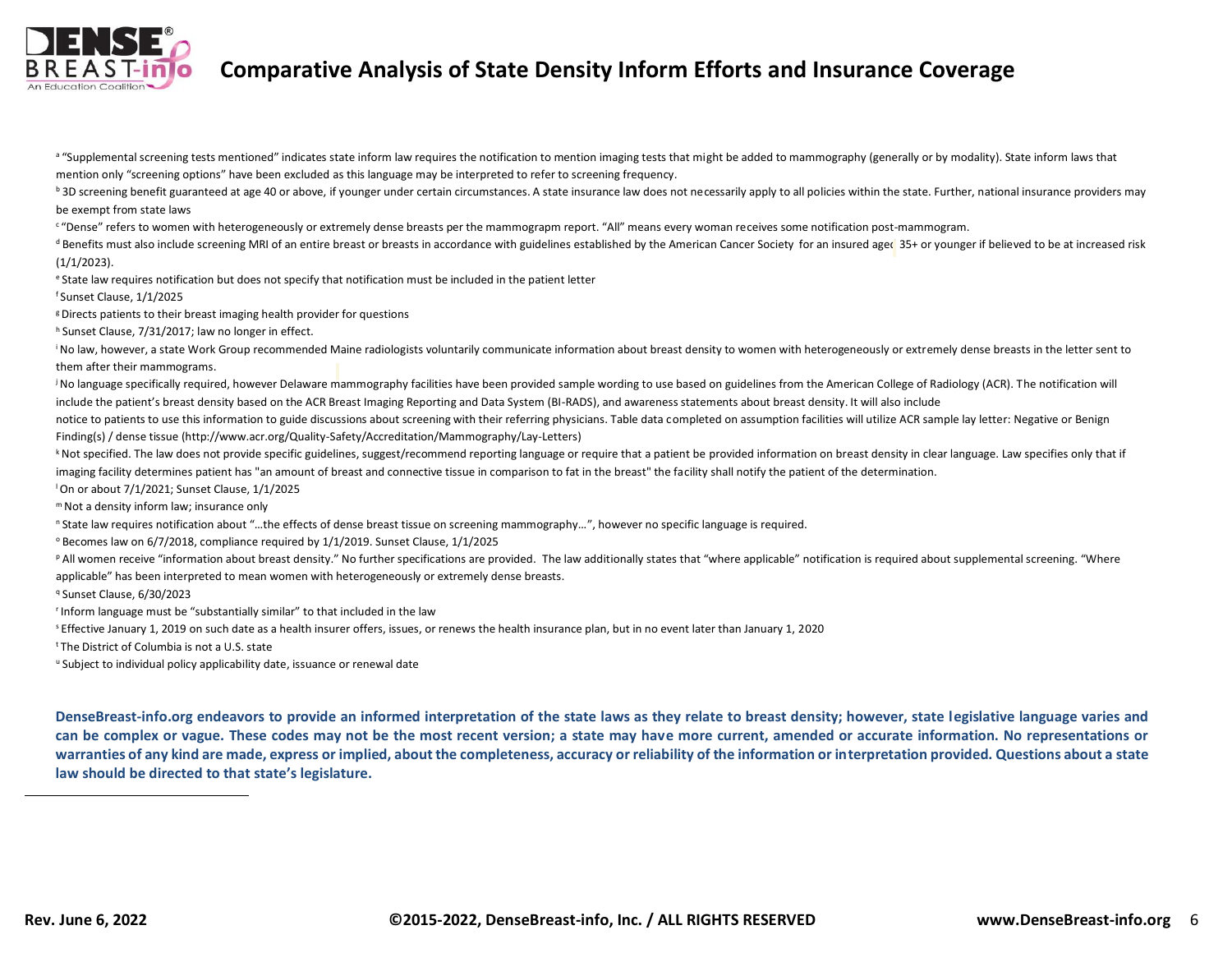# Comparative Analysis of State Density Inform Efforts and Insurance Coverage

[a] "Supplemental screening tests mentioned" indicates state inform law requires the notification to mention imaging tests that might be added to mammography (generally or by modality). State inform laws that mention only "screening options" have been excluded as this language may be interpreted to refer to screening frequency.

[b] 3D screening benefit guaranteed at age 40 or above, if younger under certain circumstances. A state insurance law does not necessarily apply to all policies within the state. Further, national insurance providers may be exempt from state laws

[c] "Dense" refers to women with heterogeneously or extremely dense breasts per the mammograpm report. "All" means every woman receives some notification post-mammogram.

[d] Benefits must also include screening MRI of an entire breast or breasts in accordance with guidelines established by the American Cancer Society for an insured aged 35+ or younger if believed to be at increased risk (1/1/2023).

[e] State law requires notification but does not specify that notification must be included in the patient letter

[f] Sunset Clause, 1/1/2025

[g] Directs patients to their breast imaging health provider for questions

[h] Sunset Clause, 7/31/2017; law no longer in effect.

[i] No law, however, a state Work Group recommended Maine radiologists voluntarily communicate information about breast density to women with heterogeneously or extremely dense breasts in the letter sent to them after their mammograms.

[j] No language specifically required, however Delaware mammography facilities have been provided sample wording to use based on guidelines from the American College of Radiology (ACR). The notification will include the patient's breast density based on the ACR Breast Imaging Reporting and Data System (BI-RADS), and awareness statements about breast density. It will also include notice to patients to use this information to guide discussions about screening with their referring physicians. Table data completed on assumption facilities will utilize ACR sample lay letter: Negative or Benign Finding(s) / dense tissue (http://www.acr.org/Quality-Safety/Accreditation/Mammography/Lay-Letters)

[k] Not specified. The law does not provide specific guidelines, suggest/recommend reporting language or require that a patient be provided information on breast density in clear language. Law specifies only that if imaging facility determines patient has "an amount of breast and connective tissue in comparison to fat in the breast" the facility shall notify the patient of the determination.

[l] On or about 7/1/2021; Sunset Clause, 1/1/2025

[m] Not a density inform law; insurance only

[n] State law requires notification about "…the effects of dense breast tissue on screening mammography…", however no specific language is required.

[o] Becomes law on 6/7/2018, compliance required by 1/1/2019. Sunset Clause, 1/1/2025

[p] All women receive "information about breast density." No further specifications are provided. The law additionally states that "where applicable" notification is required about supplemental screening. "Where applicable" has been interpreted to mean women with heterogeneously or extremely dense breasts.

[q] Sunset Clause, 6/30/2023

[r] Inform language must be "substantially similar" to that included in the law

[s] Effective January 1, 2019 on such date as a health insurer offers, issues, or renews the health insurance plan, but in no event later than January 1, 2020

[t] The District of Columbia is not a U.S. state

[u] Subject to individual policy applicability date, issuance or renewal date

**DenseBreast-info.org endeavors to provide an informed interpretation of the state laws as they relate to breast density; however, state legislative language varies and can be complex or vague. These codes may not be the most recent version; a state may have more current, amended or accurate information. No representations or warranties of any kind are made, express or implied, about the completeness, accuracy or reliability of the information or interpretation provided. Questions about a state law should be directed to that state's legislature.**